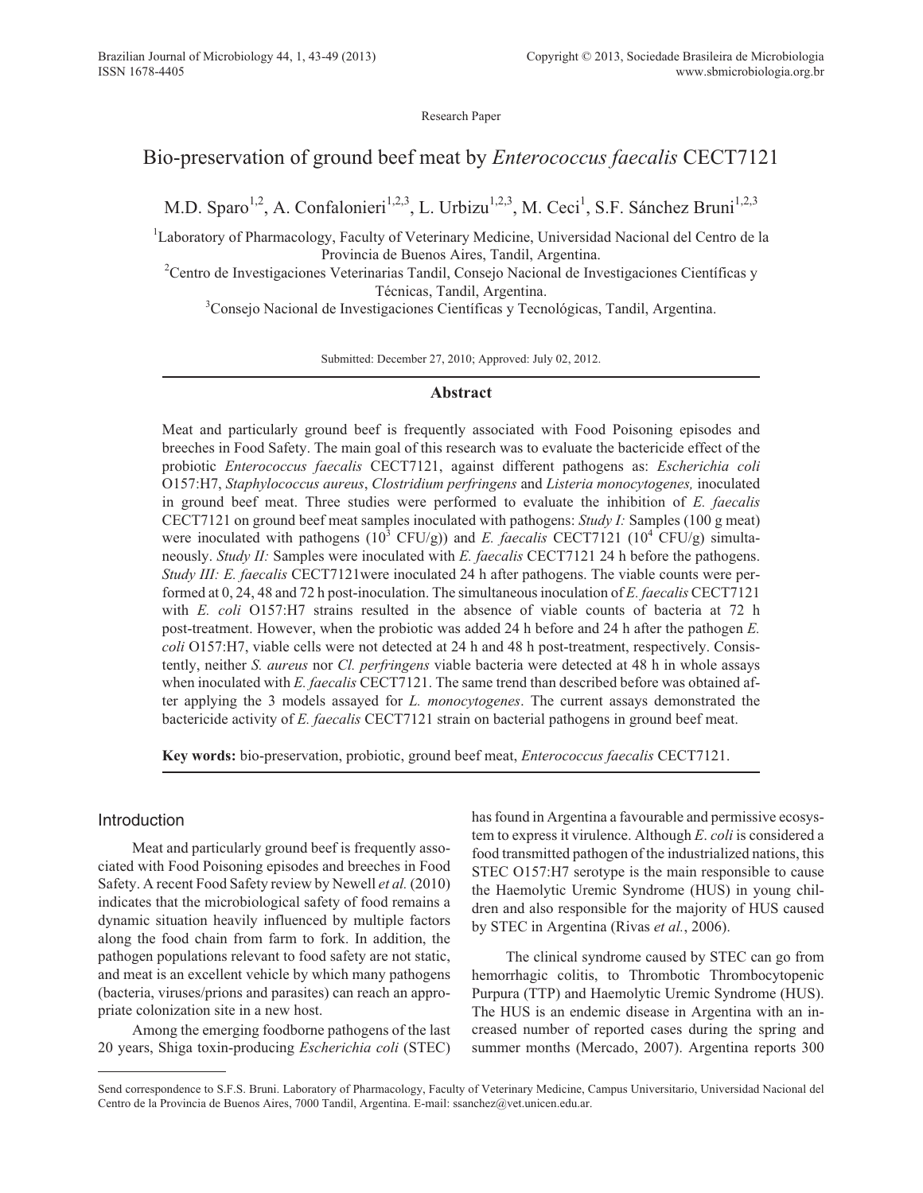Research Paper

# Bio-preservation of ground beef meat by *Enterococcus faecalis* CECT7121

M.D. Sparo[1,2], A. Confalonieri[1,2,3], L. Urbizu[1,2,3], M. Ceci[1], S.F. Sánchez Bruni[1,2,3]

[1]Laboratory of Pharmacology, Faculty of Veterinary Medicine, Universidad Nacional del Centro de la Provincia de Buenos Aires, Tandil, Argentina.
[2]Centro de Investigaciones Veterinarias Tandil, Consejo Nacional de Investigaciones Científicas y Técnicas, Tandil, Argentina.
[3]Consejo Nacional de Investigaciones Científicas y Tecnológicas, Tandil, Argentina.

Submitted: December 27, 2010; Approved: July 02, 2012.

## Abstract

Meat and particularly ground beef is frequently associated with Food Poisoning episodes and breeches in Food Safety. The main goal of this research was to evaluate the bactericide effect of the probiotic *Enterococcus faecalis* CECT7121, against different pathogens as: *Escherichia coli* O157:H7, *Staphylococcus aureus*, *Clostridium perfringens* and *Listeria monocytogenes,* inoculated in ground beef meat. Three studies were performed to evaluate the inhibition of *E. faecalis* CECT7121 on ground beef meat samples inoculated with pathogens: *Study I:* Samples (100 g meat) were inoculated with pathogens ($10^3$ CFU/g)) and *E. faecalis* CECT7121 ($10^4$ CFU/g) simultaneously. *Study II:* Samples were inoculated with *E. faecalis* CECT7121 24 h before the pathogens. *Study III: E. faecalis* CECT7121were inoculated 24 h after pathogens. The viable counts were performed at 0, 24, 48 and 72 h post-inoculation. The simultaneous inoculation of *E. faecalis* CECT7121 with *E. coli* O157:H7 strains resulted in the absence of viable counts of bacteria at 72 h post-treatment. However, when the probiotic was added 24 h before and 24 h after the pathogen *E. coli* O157:H7, viable cells were not detected at 24 h and 48 h post-treatment, respectively. Consistently, neither *S. aureus* nor *Cl. perfringens* viable bacteria were detected at 48 h in whole assays when inoculated with *E. faecalis* CECT7121. The same trend than described before was obtained after applying the 3 models assayed for *L. monocytogenes*. The current assays demonstrated the bactericide activity of *E. faecalis* CECT7121 strain on bacterial pathogens in ground beef meat.

**Key words:** bio-preservation, probiotic, ground beef meat, *Enterococcus faecalis* CECT7121.

## Introduction

Meat and particularly ground beef is frequently associated with Food Poisoning episodes and breeches in Food Safety. A recent Food Safety review by Newell *et al.* (2010) indicates that the microbiological safety of food remains a dynamic situation heavily influenced by multiple factors along the food chain from farm to fork. In addition, the pathogen populations relevant to food safety are not static, and meat is an excellent vehicle by which many pathogens (bacteria, viruses/prions and parasites) can reach an appropriate colonization site in a new host.

Among the emerging foodborne pathogens of the last 20 years, Shiga toxin-producing *Escherichia coli* (STEC) has found in Argentina a favourable and permissive ecosystem to express it virulence. Although *E. coli* is considered a food transmitted pathogen of the industrialized nations, this STEC O157:H7 serotype is the main responsible to cause the Haemolytic Uremic Syndrome (HUS) in young children and also responsible for the majority of HUS caused by STEC in Argentina (Rivas *et al.*, 2006).

The clinical syndrome caused by STEC can go from hemorrhagic colitis, to Thrombotic Thrombocytopenic Purpura (TTP) and Haemolytic Uremic Syndrome (HUS). The HUS is an endemic disease in Argentina with an increased number of reported cases during the spring and summer months (Mercado, 2007). Argentina reports 300

Send correspondence to S.F.S. Bruni. Laboratory of Pharmacology, Faculty of Veterinary Medicine, Campus Universitario, Universidad Nacional del Centro de la Provincia de Buenos Aires, 7000 Tandil, Argentina. E-mail: ssanchez@vet.unicen.edu.ar.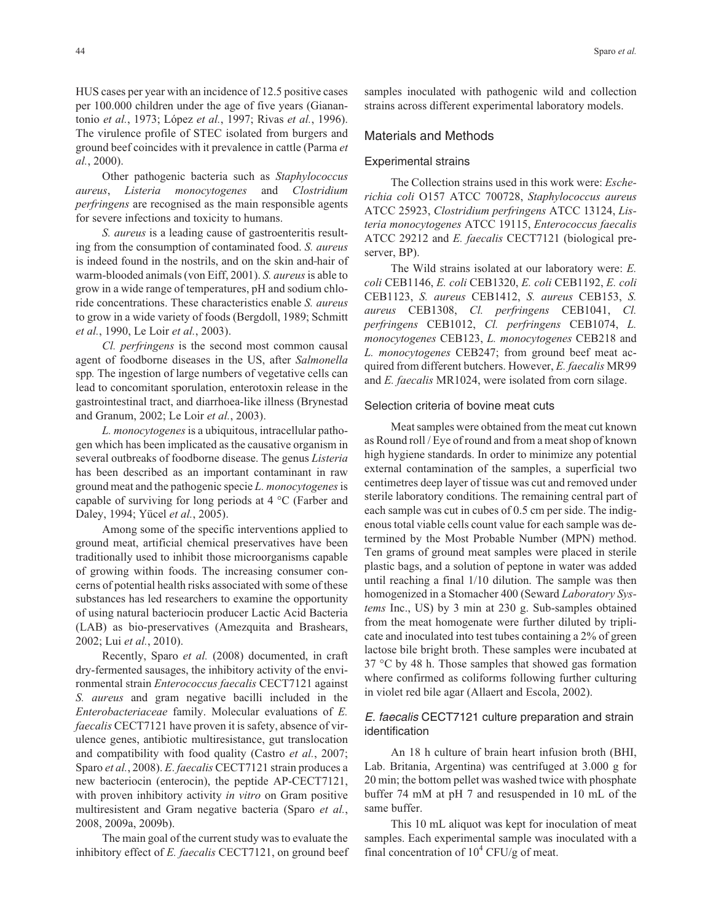HUS cases per year with an incidence of 12.5 positive cases per 100.000 children under the age of five years (Gianantonio *et al.*, 1973; López *et al.*, 1997; Rivas *et al.*, 1996). The virulence profile of STEC isolated from burgers and ground beef coincides with it prevalence in cattle (Parma *et al.*, 2000).

Other pathogenic bacteria such as *Staphylococcus aureus*, *Listeria monocytogenes* and *Clostridium perfringens* are recognised as the main responsible agents for severe infections and toxicity to humans.

*S. aureus* is a leading cause of gastroenteritis resulting from the consumption of contaminated food. *S. aureus* is indeed found in the nostrils, and on the skin and hair of warm-blooded animals (von Eiff, 2001). *S. aureus* is able to grow in a wide range of temperatures, pH and sodium chloride concentrations. These characteristics enable *S. aureus* to grow in a wide variety of foods (Bergdoll, 1989; Schmitt *et al.*, 1990, Le Loir *et al.*, 2003).

*Cl. perfringens* is the second most common causal agent of foodborne diseases in the US, after *Salmonella* spp. The ingestion of large numbers of vegetative cells can lead to concomitant sporulation, enterotoxin release in the gastrointestinal tract, and diarrhoea-like illness (Brynestad and Granum, 2002; Le Loir *et al.*, 2003).

*L. monocytogenes* is a ubiquitous, intracellular pathogen which has been implicated as the causative organism in several outbreaks of foodborne disease. The genus *Listeria* has been described as an important contaminant in raw ground meat and the pathogenic specie *L. monocytogenes* is capable of surviving for long periods at 4 °C (Farber and Daley, 1994; Yücel *et al.*, 2005).

Among some of the specific interventions applied to ground meat, artificial chemical preservatives have been traditionally used to inhibit those microorganisms capable of growing within foods. The increasing consumer concerns of potential health risks associated with some of these substances has led researchers to examine the opportunity of using natural bacteriocin producer Lactic Acid Bacteria (LAB) as bio-preservatives (Amezquita and Brashears, 2002; Lui *et al.*, 2010).

Recently, Sparo *et al.* (2008) documented, in craft dry-fermented sausages, the inhibitory activity of the environmental strain *Enterococcus faecalis* CECT7121 against *S. aureus* and gram negative bacilli included in the *Enterobacteriaceae* family. Molecular evaluations of *E. faecalis* CECT7121 have proven it is safety, absence of virulence genes, antibiotic multiresistance, gut translocation and compatibility with food quality (Castro *et al.*, 2007; Sparo *et al.*, 2008). *E. faecalis* CECT7121 strain produces a new bacteriocin (enterocin), the peptide AP-CECT7121, with proven inhibitory activity *in vitro* on Gram positive multiresistent and Gram negative bacteria (Sparo *et al.*, 2008, 2009a, 2009b).

The main goal of the current study was to evaluate the inhibitory effect of *E. faecalis* CECT7121, on ground beef samples inoculated with pathogenic wild and collection strains across different experimental laboratory models.

## Materials and Methods

### Experimental strains

The Collection strains used in this work were: *Escherichia coli* O157 ATCC 700728, *Staphylococcus aureus* ATCC 25923, *Clostridium perfringens* ATCC 13124, *Listeria monocytogenes* ATCC 19115, *Enterococcus faecalis* ATCC 29212 and *E. faecalis* CECT7121 (biological preserver, BP).

The Wild strains isolated at our laboratory were: *E. coli* CEB1146, *E. coli* CEB1320, *E. coli* CEB1192, *E. coli* CEB1123, *S. aureus* CEB1412, *S. aureus* CEB153, *S. aureus* CEB1308, *Cl. perfringens* CEB1041, *Cl. perfringens* CEB1012, *Cl. perfringens* CEB1074, *L. monocytogenes* CEB123, *L. monocytogenes* CEB218 and *L. monocytogenes* CEB247; from ground beef meat acquired from different butchers. However, *E. faecalis* MR99 and *E. faecalis* MR1024, were isolated from corn silage.

### Selection criteria of bovine meat cuts

Meat samples were obtained from the meat cut known as Round roll / Eye of round and from a meat shop of known high hygiene standards. In order to minimize any potential external contamination of the samples, a superficial two centimetres deep layer of tissue was cut and removed under sterile laboratory conditions. The remaining central part of each sample was cut in cubes of 0.5 cm per side. The indigenous total viable cells count value for each sample was determined by the Most Probable Number (MPN) method. Ten grams of ground meat samples were placed in sterile plastic bags, and a solution of peptone in water was added until reaching a final 1/10 dilution. The sample was then homogenized in a Stomacher 400 (Seward *Laboratory Systems* Inc., US) by 3 min at 230 g. Sub-samples obtained from the meat homogenate were further diluted by triplicate and inoculated into test tubes containing a 2% of green lactose bile bright broth. These samples were incubated at 37 °C by 48 h. Those samples that showed gas formation where confirmed as coliforms following further culturing in violet red bile agar (Allaert and Escola, 2002).

### *E. faecalis* CECT7121 culture preparation and strain identification

An 18 h culture of brain heart infusion broth (BHI, Lab. Britania, Argentina) was centrifuged at 3.000 g for 20 min; the bottom pellet was washed twice with phosphate buffer 74 mM at pH 7 and resuspended in 10 mL of the same buffer.

This 10 mL aliquot was kept for inoculation of meat samples. Each experimental sample was inoculated with a final concentration of $10^4$ CFU/g of meat.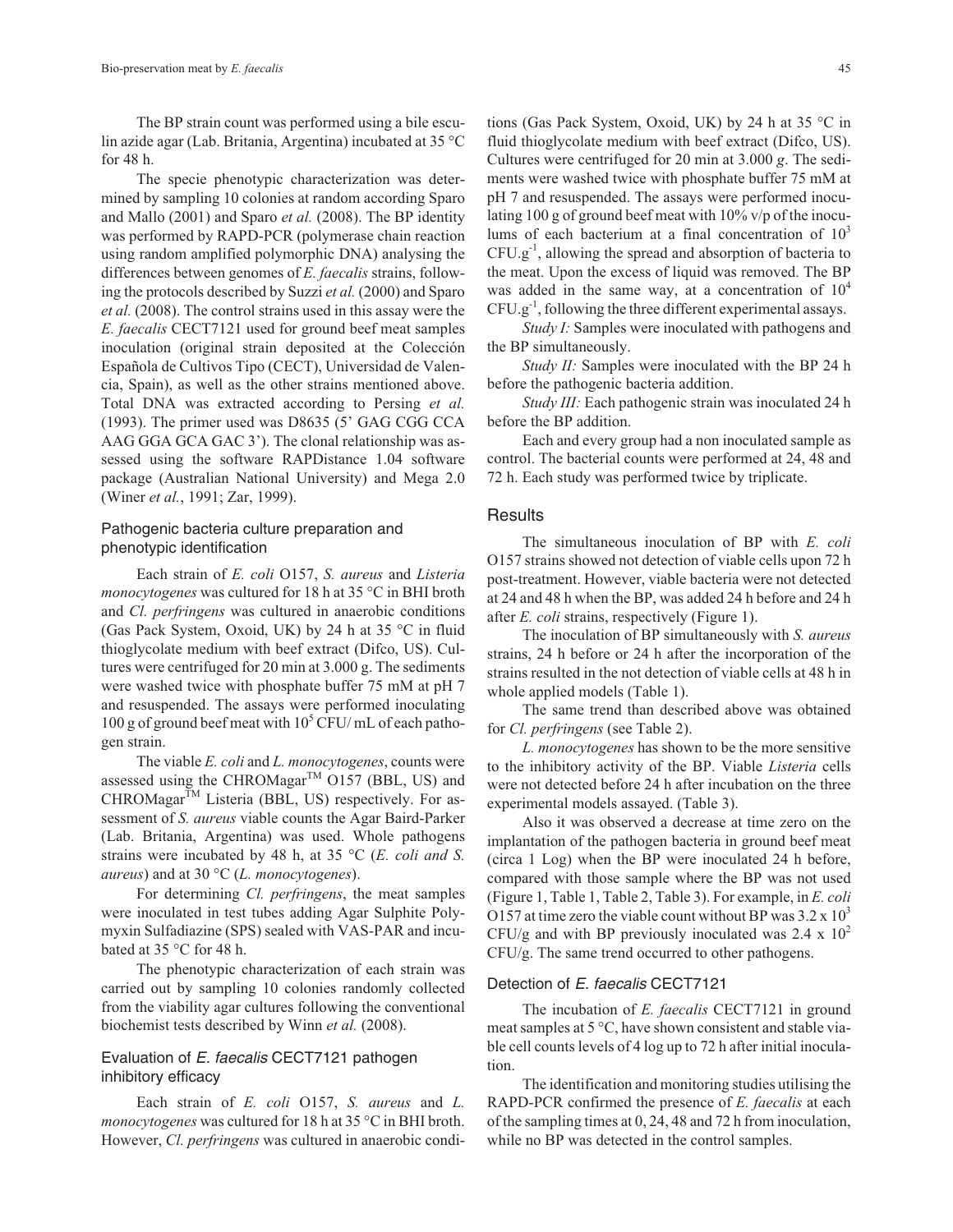The BP strain count was performed using a bile esculin azide agar (Lab. Britania, Argentina) incubated at 35 °C for 48 h.

The specie phenotypic characterization was determined by sampling 10 colonies at random according Sparo and Mallo (2001) and Sparo *et al.* (2008). The BP identity was performed by RAPD-PCR (polymerase chain reaction using random amplified polymorphic DNA) analysing the differences between genomes of *E. faecalis* strains, following the protocols described by Suzzi *et al.* (2000) and Sparo *et al.* (2008). The control strains used in this assay were the *E. faecalis* CECT7121 used for ground beef meat samples inoculation (original strain deposited at the Colección Española de Cultivos Tipo (CECT), Universidad de Valencia, Spain), as well as the other strains mentioned above. Total DNA was extracted according to Persing *et al.* (1993). The primer used was D8635 (5' GAG CGG CCA AAG GGA GCA GAC 3'). The clonal relationship was assessed using the software RAPDistance 1.04 software package (Australian National University) and Mega 2.0 (Winer *et al.*, 1991; Zar, 1999).

## Pathogenic bacteria culture preparation and phenotypic identification

Each strain of *E. coli* O157, *S. aureus* and *Listeria monocytogenes* was cultured for 18 h at 35 °C in BHI broth and *Cl. perfringens* was cultured in anaerobic conditions (Gas Pack System, Oxoid, UK) by 24 h at 35 °C in fluid thioglycolate medium with beef extract (Difco, US). Cultures were centrifuged for 20 min at 3.000 g. The sediments were washed twice with phosphate buffer 75 mM at pH 7 and resuspended. The assays were performed inoculating 100 g of ground beef meat with $10^5$ CFU/ mL of each pathogen strain.

The viable *E. coli* and *L. monocytogenes*, counts were assessed using the CHROMagar™ O157 (BBL, US) and CHROMagar™ Listeria (BBL, US) respectively. For assessment of *S. aureus* viable counts the Agar Baird-Parker (Lab. Britania, Argentina) was used. Whole pathogens strains were incubated by 48 h, at 35 °C (*E. coli and S. aureus*) and at 30 °C (*L. monocytogenes*).

For determining *Cl. perfringens*, the meat samples were inoculated in test tubes adding Agar Sulphite Polymyxin Sulfadiazine (SPS) sealed with VAS-PAR and incubated at 35 °C for 48 h.

The phenotypic characterization of each strain was carried out by sampling 10 colonies randomly collected from the viability agar cultures following the conventional biochemist tests described by Winn *et al.* (2008).

## Evaluation of *E. faecalis* CECT7121 pathogen inhibitory efficacy

Each strain of *E. coli* O157, *S. aureus* and *L. monocytogenes* was cultured for 18 h at 35 °C in BHI broth. However, *Cl. perfringens* was cultured in anaerobic conditions (Gas Pack System, Oxoid, UK) by 24 h at 35 °C in fluid thioglycolate medium with beef extract (Difco, US). Cultures were centrifuged for 20 min at 3.000 *g*. The sediments were washed twice with phosphate buffer 75 mM at pH 7 and resuspended. The assays were performed inoculating 100 g of ground beef meat with 10% v/p of the inoculums of each bacterium at a final concentration of $10^3$ $CFU.g^{-1}$, allowing the spread and absorption of bacteria to the meat. Upon the excess of liquid was removed. The BP was added in the same way, at a concentration of $10^4$ $CFU.g^{-1}$, following the three different experimental assays.

*Study I:* Samples were inoculated with pathogens and the BP simultaneously.

*Study II:* Samples were inoculated with the BP 24 h before the pathogenic bacteria addition.

*Study III:* Each pathogenic strain was inoculated 24 h before the BP addition.

Each and every group had a non inoculated sample as control. The bacterial counts were performed at 24, 48 and 72 h. Each study was performed twice by triplicate.

## Results

The simultaneous inoculation of BP with *E. coli* O157 strains showed not detection of viable cells upon 72 h post-treatment. However, viable bacteria were not detected at 24 and 48 h when the BP, was added 24 h before and 24 h after *E. coli* strains, respectively (Figure 1).

The inoculation of BP simultaneously with *S. aureus* strains, 24 h before or 24 h after the incorporation of the strains resulted in the not detection of viable cells at 48 h in whole applied models (Table 1).

The same trend than described above was obtained for *Cl. perfringens* (see Table 2).

*L. monocytogenes* has shown to be the more sensitive to the inhibitory activity of the BP. Viable *Listeria* cells were not detected before 24 h after incubation on the three experimental models assayed. (Table 3).

Also it was observed a decrease at time zero on the implantation of the pathogen bacteria in ground beef meat (circa 1 Log) when the BP were inoculated 24 h before, compared with those sample where the BP was not used (Figure 1, Table 1, Table 2, Table 3). For example, in *E. coli* O157 at time zero the viable count without BP was $3.2 \times 10^3$ CFU/g and with BP previously inoculated was $2.4 \times 10^2$ CFU/g. The same trend occurred to other pathogens.

### Detection of *E. faecalis* CECT7121

The incubation of *E. faecalis* CECT7121 in ground meat samples at 5 °C, have shown consistent and stable viable cell counts levels of 4 log up to 72 h after initial inoculation.

The identification and monitoring studies utilising the RAPD-PCR confirmed the presence of *E. faecalis* at each of the sampling times at 0, 24, 48 and 72 h from inoculation, while no BP was detected in the control samples.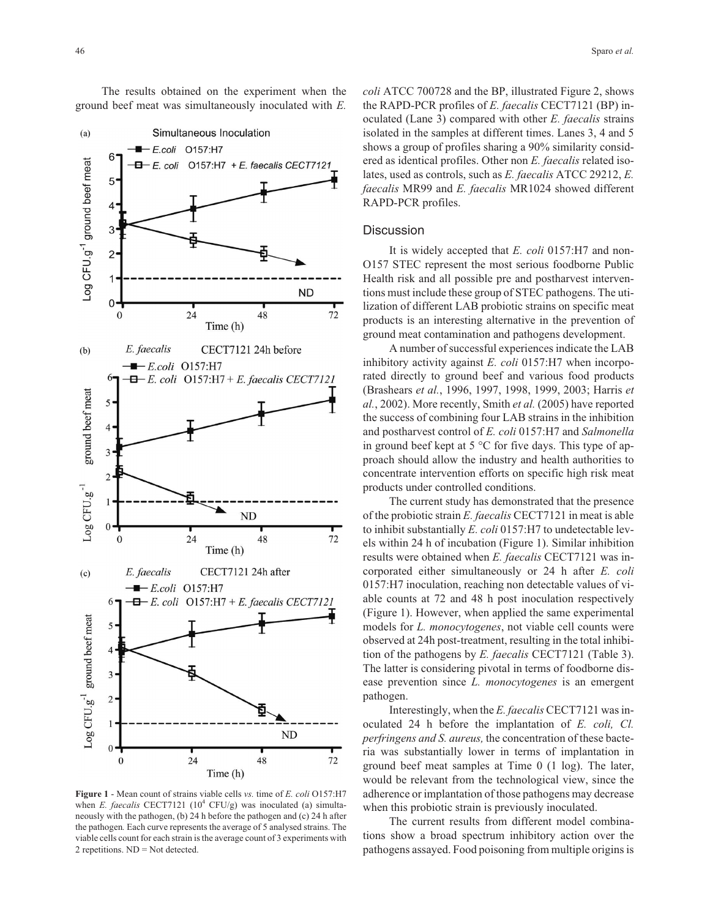The results obtained on the experiment when the ground beef meat was simultaneously inoculated with *E. coli* ATCC 700728 and the BP, illustrated Figure 2, shows the RAPD-PCR profiles of *E. faecalis* CECT7121 (BP) inoculated (Lane 3) compared with other *E. faecalis* strains isolated in the samples at different times. Lanes 3, 4 and 5 shows a group of profiles sharing a 90% similarity considered as identical profiles. Other non *E. faecalis* related isolates, used as controls, such as *E. faecalis* ATCC 29212, *E. faecalis* MR99 and *E. faecalis* MR1024 showed different RAPD-PCR profiles.

**Figure 1** - Mean count of strains viable cells *vs.* time of *E. coli* O157:H7 when *E. faecalis* CECT7121 ($10^4$ CFU/g) was inoculated (a) simultaneously with the pathogen, (b) 24 h before the pathogen and (c) 24 h after the pathogen. Each curve represents the average of 5 analysed strains. The viable cells count for each strain is the average count of 3 experiments with 2 repetitions. ND = Not detected.

## Discussion

It is widely accepted that *E. coli* 0157:H7 and non-O157 STEC represent the most serious foodborne Public Health risk and all possible pre and postharvest interventions must include these group of STEC pathogens. The utilization of different LAB probiotic strains on specific meat products is an interesting alternative in the prevention of ground meat contamination and pathogens development.

A number of successful experiences indicate the LAB inhibitory activity against *E. coli* 0157:H7 when incorporated directly to ground beef and various food products (Brashears *et al.*, 1996, 1997, 1998, 1999, 2003; Harris *et al.*, 2002). More recently, Smith *et al.* (2005) have reported the success of combining four LAB strains in the inhibition and postharvest control of *E. coli* 0157:H7 and *Salmonella* in ground beef kept at 5 °C for five days. This type of approach should allow the industry and health authorities to concentrate intervention efforts on specific high risk meat products under controlled conditions.

The current study has demonstrated that the presence of the probiotic strain *E. faecalis* CECT7121 in meat is able to inhibit substantially *E. coli* 0157:H7 to undetectable levels within 24 h of incubation (Figure 1). Similar inhibition results were obtained when *E. faecalis* CECT7121 was incorporated either simultaneously or 24 h after *E. coli* 0157:H7 inoculation, reaching non detectable values of viable counts at 72 and 48 h post inoculation respectively (Figure 1). However, when applied the same experimental models for *L. monocytogenes*, not viable cell counts were observed at 24h post-treatment, resulting in the total inhibition of the pathogens by *E. faecalis* CECT7121 (Table 3). The latter is considering pivotal in terms of foodborne disease prevention since *L. monocytogenes* is an emergent pathogen.

Interestingly, when the *E. faecalis* CECT7121 was inoculated 24 h before the implantation of *E. coli, Cl. perfringens and S. aureus,* the concentration of these bacteria was substantially lower in terms of implantation in ground beef meat samples at Time 0 (1 log). The later, would be relevant from the technological view, since the adherence or implantation of those pathogens may decrease when this probiotic strain is previously inoculated.

The current results from different model combinations show a broad spectrum inhibitory action over the pathogens assayed. Food poisoning from multiple origins is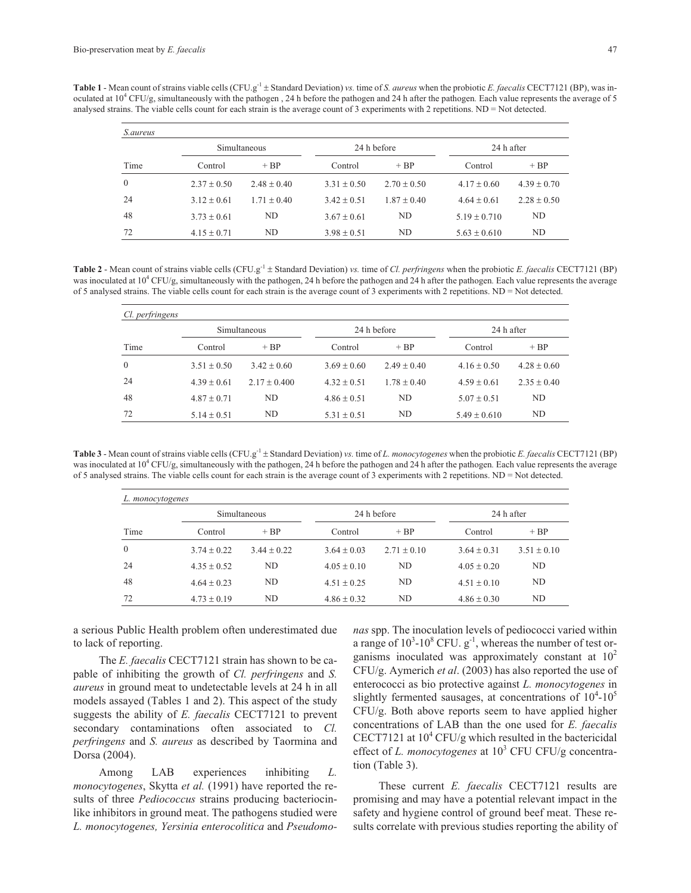**Table 1** - Mean count of strains viable cells (CFU.$g^{-1}$ ± Standard Deviation) *vs.* time of *S. aureus* when the probiotic *E. faecalis* CECT7121 (BP), was inoculated at $10^4$ CFU/g, simultaneously with the pathogen , 24 h before the pathogen and 24 h after the pathogen. Each value represents the average of 5 analysed strains. The viable cells count for each strain is the average count of 3 experiments with 2 repetitions. ND = Not detected.

| *S.aureus* | | | | | | |
|---|---|---|---|---|---|---|
| | Simultaneous | | 24 h before | | 24 h after | |
| Time | Control | + BP | Control | + BP | Control | + BP |
| 0 | 2.37 ± 0.50 | 2.48 ± 0.40 | 3.31 ± 0.50 | 2.70 ± 0.50 | 4.17 ± 0.60 | 4.39 ± 0.70 |
| 24 | 3.12 ± 0.61 | 1.71 ± 0.40 | 3.42 ± 0.51 | 1.87 ± 0.40 | 4.64 ± 0.61 | 2.28 ± 0.50 |
| 48 | 3.73 ± 0.61 | ND | 3.67 ± 0.61 | ND | 5.19 ± 0.710 | ND |
| 72 | 4.15 ± 0.71 | ND | 3.98 ± 0.51 | ND | 5.63 ± 0.610 | ND |

**Table 2** - Mean count of strains viable cells (CFU.$g^{-1}$ ± Standard Deviation) *vs.* time of *Cl. perfringens* when the probiotic *E. faecalis* CECT7121 (BP) was inoculated at $10^4$ CFU/g, simultaneously with the pathogen, 24 h before the pathogen and 24 h after the pathogen. Each value represents the average of 5 analysed strains. The viable cells count for each strain is the average count of 3 experiments with 2 repetitions. ND = Not detected.

| *Cl. perfringens* | | | | | | |
|---|---|---|---|---|---|---|
| | Simultaneous | | 24 h before | | 24 h after | |
| Time | Control | + BP | Control | + BP | Control | + BP |
| 0 | 3.51 ± 0.50 | 3.42 ± 0.60 | 3.69 ± 0.60 | 2.49 ± 0.40 | 4.16 ± 0.50 | 4.28 ± 0.60 |
| 24 | 4.39 ± 0.61 | 2.17 ± 0.400 | 4.32 ± 0.51 | 1.78 ± 0.40 | 4.59 ± 0.61 | 2.35 ± 0.40 |
| 48 | 4.87 ± 0.71 | ND | 4.86 ± 0.51 | ND | 5.07 ± 0.51 | ND |
| 72 | 5.14 ± 0.51 | ND | 5.31 ± 0.51 | ND | 5.49 ± 0.610 | ND |

**Table 3** - Mean count of strains viable cells (CFU.$g^{-1}$ ± Standard Deviation) *vs.* time of *L. monocytogenes* when the probiotic *E. faecalis* CECT7121 (BP) was inoculated at $10^4$ CFU/g, simultaneously with the pathogen, 24 h before the pathogen and 24 h after the pathogen. Each value represents the average of 5 analysed strains. The viable cells count for each strain is the average count of 3 experiments with 2 repetitions. ND = Not detected.

| *L. monocytogenes* | | | | | | |
|---|---|---|---|---|---|---|
| | Simultaneous | | 24 h before | | 24 h after | |
| Time | Control | + BP | Control | + BP | Control | + BP |
| 0 | 3.74 ± 0.22 | 3.44 ± 0.22 | 3.64 ± 0.03 | 2.71 ± 0.10 | 3.64 ± 0.31 | 3.51 ± 0.10 |
| 24 | 4.35 ± 0.52 | ND | 4.05 ± 0.10 | ND | 4.05 ± 0.20 | ND |
| 48 | 4.64 ± 0.23 | ND | 4.51 ± 0.25 | ND | 4.51 ± 0.10 | ND |
| 72 | 4.73 ± 0.19 | ND | 4.86 ± 0.32 | ND | 4.86 ± 0.30 | ND |

a serious Public Health problem often underestimated due to lack of reporting.

The *E. faecalis* CECT7121 strain has shown to be capable of inhibiting the growth of *Cl. perfringens* and *S. aureus* in ground meat to undetectable levels at 24 h in all models assayed (Tables 1 and 2). This aspect of the study suggests the ability of *E. faecalis* CECT7121 to prevent secondary contaminations often associated to *Cl. perfringens* and *S. aureus* as described by Taormina and Dorsa (2004).

Among LAB experiences inhibiting *L. monocytogenes*, Skytta *et al.* (1991) have reported the results of three *Pediococcus* strains producing bacteriocin-like inhibitors in ground meat. The pathogens studied were *L. monocytogenes, Yersinia enterocolitica* and *Pseudomonas* spp. The inoculation levels of pediococci varied within a range of $10^3$-$10^8$ CFU. $g^{-1}$, whereas the number of test organisms inoculated was approximately constant at $10^2$ CFU/g. Aymerich *et al*. (2003) has also reported the use of enterococci as bio protective against *L. monocytogenes* in slightly fermented sausages, at concentrations of $10^4$-$10^5$ CFU/g. Both above reports seem to have applied higher concentrations of LAB than the one used for *E. faecalis* CECT7121 at $10^4$ CFU/g which resulted in the bactericidal effect of *L. monocytogenes* at $10^3$ CFU CFU/g concentration (Table 3).

These current *E. faecalis* CECT7121 results are promising and may have a potential relevant impact in the safety and hygiene control of ground beef meat. These results correlate with previous studies reporting the ability of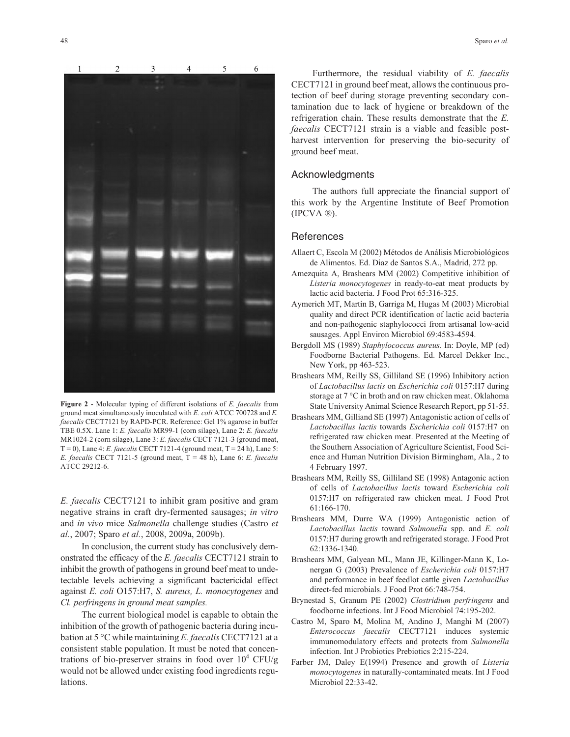Figure 2 - Molecular typing of different isolations of *E. faecalis* from ground meat simultaneously inoculated with *E. coli* ATCC 700728 and *E. faecalis* CECT7121 by RAPD-PCR. Reference: Gel 1% agarose in buffer TBE 0.5X. Lane 1: *E. faecalis* MR99-1 (corn silage), Lane 2: *E. faecalis* MR1024-2 (corn silage), Lane 3: *E. faecalis* CECT 7121-3 (ground meat, T = 0), Lane 4: *E. faecalis* CECT 7121-4 (ground meat, T = 24 h), Lane 5: *E. faecalis* CECT 7121-5 (ground meat, T = 48 h), Lane 6: *E. faecalis* ATCC 29212-6.

*E. faecalis* CECT7121 to inhibit gram positive and gram negative strains in craft dry-fermented sausages; *in vitro* and *in vivo* mice *Salmonella* challenge studies (Castro *et al.*, 2007; Sparo *et al.*, 2008, 2009a, 2009b).

In conclusion, the current study has conclusively demonstrated the efficacy of the *E. faecalis* CECT7121 strain to inhibit the growth of pathogens in ground beef meat to undetectable levels achieving a significant bactericidal effect against *E. coli* O157:H7, *S. aureus, L. monocytogenes* and *Cl. perfringens in ground meat samples.*

The current biological model is capable to obtain the inhibition of the growth of pathogenic bacteria during incubation at 5 °C while maintaining *E. faecalis* CECT7121 at a consistent stable population. It must be noted that concentrations of bio-preserver strains in food over $10^4$ CFU/g would not be allowed under existing food ingredients regulations.

Furthermore, the residual viability of *E. faecalis* CECT7121 in ground beef meat, allows the continuous protection of beef during storage preventing secondary contamination due to lack of hygiene or breakdown of the refrigeration chain. These results demonstrate that the *E. faecalis* CECT7121 strain is a viable and feasible post-harvest intervention for preserving the bio-security of ground beef meat.

## Acknowledgments

The authors full appreciate the financial support of this work by the Argentine Institute of Beef Promotion (IPCVA ®).

## References

Allaert C, Escola M (2002) Métodos de Análisis Microbiológicos de Alimentos. Ed. Diaz de Santos S.A., Madrid, 272 pp.

Amezquita A, Brashears MM (2002) Competitive inhibition of *Listeria monocytogenes* in ready-to-eat meat products by lactic acid bacteria. J Food Prot 65:316-325.

Aymerich MT, Martín B, Garriga M, Hugas M (2003) Microbial quality and direct PCR identification of lactic acid bacteria and non-pathogenic staphylococci from artisanal low-acid sausages. Appl Environ Microbiol 69:4583-4594.

Bergdoll MS (1989) *Staphylococcus aureus*. In: Doyle, MP (ed) Foodborne Bacterial Pathogens. Ed. Marcel Dekker Inc., New York, pp 463-523.

Brashears MM, Reilly SS, Gilliland SE (1996) Inhibitory action of *Lactobacillus lactis* on *Escherichia coli* 0157:H7 during storage at 7 °C in broth and on raw chicken meat. Oklahoma State University Animal Science Research Report, pp 51-55.

Brashears MM, Gilliand SE (1997) Antagonistic action of cells of *Lactobacillus lactis* towards *Escherichia coli* 0157:H7 on refrigerated raw chicken meat. Presented at the Meeting of the Southern Association of Agriculture Scientist, Food Science and Human Nutrition Division Birmingham, Ala., 2 to 4 February 1997.

Brashears MM, Reilly SS, Gilliland SE (1998) Antagonic action of cells of *Lactobacillus lactis* toward *Escherichia coli* 0157:H7 on refrigerated raw chicken meat. J Food Prot 61:166-170.

Brashears MM, Durre WA (1999) Antagonistic action of *Lactobacillus lactis* toward *Salmonella* spp. and *E. coli* 0157:H7 during growth and refrigerated storage. J Food Prot 62:1336-1340.

Brashears MM, Galyean ML, Mann JE, Killinger-Mann K, Lonergan G (2003) Prevalence of *Escherichia coli* 0157:H7 and performance in beef feedlot cattle given *Lactobacillus* direct-fed microbials. J Food Prot 66:748-754.

Brynestad S, Granum PE (2002) *Clostridium perfringens* and foodborne infections. Int J Food Microbiol 74:195-202.

Castro M, Sparo M, Molina M, Andino J, Manghi M (2007) *Enterococcus faecalis* CECT7121 induces systemic immunomodulatory effects and protects from *Salmonella* infection. Int J Probiotics Prebiotics 2:215-224.

Farber JM, Daley E(1994) Presence and growth of *Listeria monocytogenes* in naturally-contaminated meats. Int J Food Microbiol 22:33-42.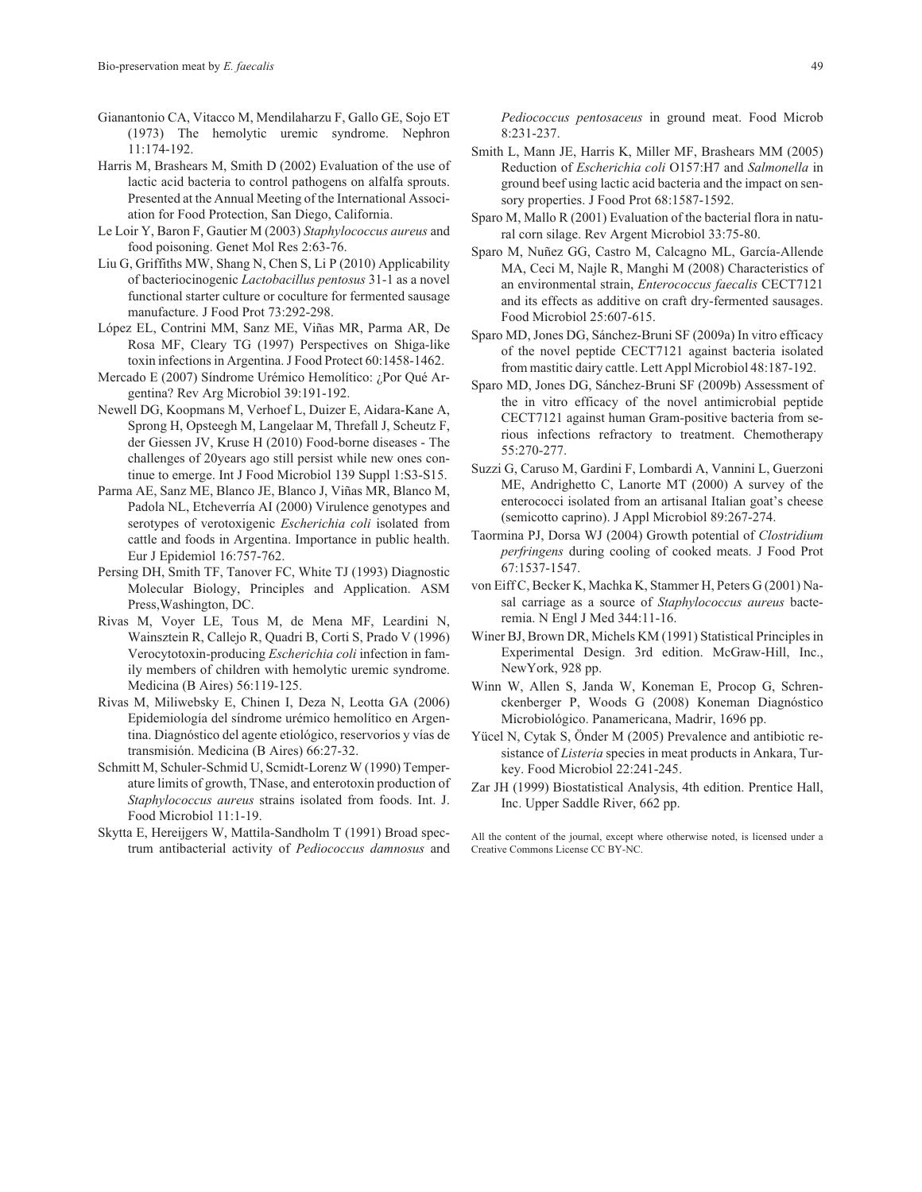Gianantonio CA, Vitacco M, Mendilaharzu F, Gallo GE, Sojo ET (1973) The hemolytic uremic syndrome. Nephron 11:174-192.

Harris M, Brashears M, Smith D (2002) Evaluation of the use of lactic acid bacteria to control pathogens on alfalfa sprouts. Presented at the Annual Meeting of the International Association for Food Protection, San Diego, California.

Le Loir Y, Baron F, Gautier M (2003) *Staphylococcus aureus* and food poisoning. Genet Mol Res 2:63-76.

Liu G, Griffiths MW, Shang N, Chen S, Li P (2010) Applicability of bacteriocinogenic *Lactobacillus pentosus* 31-1 as a novel functional starter culture or coculture for fermented sausage manufacture. J Food Prot 73:292-298.

López EL, Contrini MM, Sanz ME, Viñas MR, Parma AR, De Rosa MF, Cleary TG (1997) Perspectives on Shiga-like toxin infections in Argentina. J Food Protect 60:1458-1462.

Mercado E (2007) Síndrome Urémico Hemolítico: ¿Por Qué Argentina? Rev Arg Microbiol 39:191-192.

Newell DG, Koopmans M, Verhoef L, Duizer E, Aidara-Kane A, Sprong H, Opsteegh M, Langelaar M, Threfall J, Scheutz F, der Giessen JV, Kruse H (2010) Food-borne diseases - The challenges of 20years ago still persist while new ones continue to emerge. Int J Food Microbiol 139 Suppl 1:S3-S15.

Parma AE, Sanz ME, Blanco JE, Blanco J, Viñas MR, Blanco M, Padola NL, Etcheverría AI (2000) Virulence genotypes and serotypes of verotoxigenic *Escherichia coli* isolated from cattle and foods in Argentina. Importance in public health. Eur J Epidemiol 16:757-762.

Persing DH, Smith TF, Tanover FC, White TJ (1993) Diagnostic Molecular Biology, Principles and Application. ASM Press,Washington, DC.

Rivas M, Voyer LE, Tous M, de Mena MF, Leardini N, Wainsztein R, Callejo R, Quadri B, Corti S, Prado V (1996) Verocytotoxin-producing *Escherichia coli* infection in family members of children with hemolytic uremic syndrome. Medicina (B Aires) 56:119-125.

Rivas M, Miliwebsky E, Chinen I, Deza N, Leotta GA (2006) Epidemiología del síndrome urémico hemolítico en Argentina. Diagnóstico del agente etiológico, reservorios y vías de transmisión. Medicina (B Aires) 66:27-32.

Schmitt M, Schuler-Schmid U, Scmidt-Lorenz W (1990) Temperature limits of growth, TNase, and enterotoxin production of *Staphylococcus aureus* strains isolated from foods. Int. J. Food Microbiol 11:1-19.

Skytta E, Hereijgers W, Mattila-Sandholm T (1991) Broad spectrum antibacterial activity of *Pediococcus damnosus* and *Pediococcus pentosaceus* in ground meat. Food Microb 8:231-237.

Smith L, Mann JE, Harris K, Miller MF, Brashears MM (2005) Reduction of *Escherichia coli* O157:H7 and *Salmonella* in ground beef using lactic acid bacteria and the impact on sensory properties. J Food Prot 68:1587-1592.

Sparo M, Mallo R (2001) Evaluation of the bacterial flora in natural corn silage. Rev Argent Microbiol 33:75-80.

Sparo M, Nuñez GG, Castro M, Calcagno ML, García-Allende MA, Ceci M, Najle R, Manghi M (2008) Characteristics of an environmental strain, *Enterococcus faecalis* CECT7121 and its effects as additive on craft dry-fermented sausages. Food Microbiol 25:607-615.

Sparo MD, Jones DG, Sánchez-Bruni SF (2009a) In vitro efficacy of the novel peptide CECT7121 against bacteria isolated from mastitic dairy cattle. Lett Appl Microbiol 48:187-192.

Sparo MD, Jones DG, Sánchez-Bruni SF (2009b) Assessment of the in vitro efficacy of the novel antimicrobial peptide CECT7121 against human Gram-positive bacteria from serious infections refractory to treatment. Chemotherapy 55:270-277.

Suzzi G, Caruso M, Gardini F, Lombardi A, Vannini L, Guerzoni ME, Andrighetto C, Lanorte MT (2000) A survey of the enterococci isolated from an artisanal Italian goat's cheese (semicotto caprino). J Appl Microbiol 89:267-274.

Taormina PJ, Dorsa WJ (2004) Growth potential of *Clostridium perfringens* during cooling of cooked meats. J Food Prot 67:1537-1547.

von Eiff C, Becker K, Machka K, Stammer H, Peters G (2001) Nasal carriage as a source of *Staphylococcus aureus* bacteremia. N Engl J Med 344:11-16.

Winer BJ, Brown DR, Michels KM (1991) Statistical Principles in Experimental Design. 3rd edition. McGraw-Hill, Inc., NewYork, 928 pp.

Winn W, Allen S, Janda W, Koneman E, Procop G, Schrenckenberger P, Woods G (2008) Koneman Diagnóstico Microbiológico. Panamericana, Madrir, 1696 pp.

Yücel N, Cytak S, Önder M (2005) Prevalence and antibiotic resistance of *Listeria* species in meat products in Ankara, Turkey. Food Microbiol 22:241-245.

Zar JH (1999) Biostatistical Analysis, 4th edition. Prentice Hall, Inc. Upper Saddle River, 662 pp.

All the content of the journal, except where otherwise noted, is licensed under a Creative Commons License CC BY-NC.